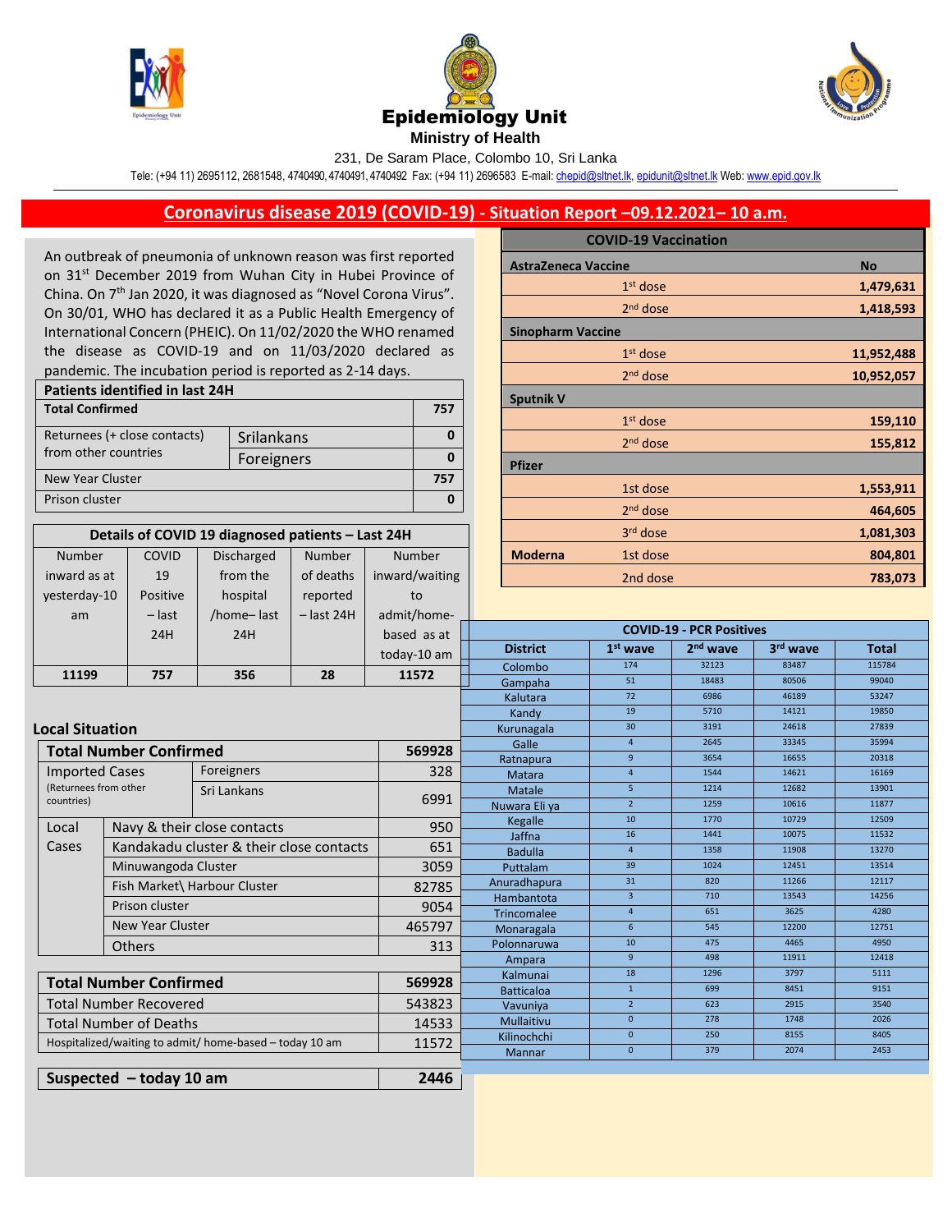# Epidemiology Unit

**Ministry of Health**

231, De Saram Place, Colombo 10, Sri Lanka

Tele: (+94 11) 2695112, 2681548, 4740490, 4740491, 4740492 Fax: (+94 11) 2696583 E-mail: chepid@sltnet.lk, epidunit@sltnet.lk Web: www.epid.gov.lk

## Coronavirus disease 2019 (COVID-19) - Situation Report –09.12.2021– 10 a.m.

An outbreak of pneumonia of unknown reason was first reported on 31st December 2019 from Wuhan City in Hubei Province of China. On 7th Jan 2020, it was diagnosed as "Novel Corona Virus". On 30/01, WHO has declared it as a Public Health Emergency of International Concern (PHEIC). On 11/02/2020 the WHO renamed the disease as COVID-19 and on 11/03/2020 declared as pandemic. The incubation period is reported as 2-14 days.

| Patients identified in last 24H | | |
|---|---|---|
| **Total Confirmed** | | **757** |
| Returnees (+ close contacts) from other countries | Srilankans | 0 |
| | Foreigners | 0 |
| New Year Cluster | | 757 |
| Prison cluster | | 0 |

**Details of COVID 19 diagnosed patients – Last 24H**

| Number inward as at yesterday-10 am | COVID 19 Positive – last 24H | Discharged from the hospital /home– last 24H | Number of deaths reported – last 24H | Number inward/waiting to admit/home-based as at today-10 am |
|---|---|---|---|---|
| 11199 | 757 | 356 | 28 | 11572 |

### Local Situation

| **Total Number Confirmed** | | **569928** |
|---|---|---|
| Imported Cases (Returnees from other countries) | Foreigners | 328 |
| | Sri Lankans | 6991 |
| Local Cases | Navy & their close contacts | 950 |
| | Kandakadu cluster & their close contacts | 651 |
| | Minuwangoda Cluster | 3059 |
| | Fish Market\ Harbour Cluster | 82785 |
| | Prison cluster | 9054 |
| | New Year Cluster | 465797 |
| | Others | 313 |

| **Total Number Confirmed** | **569928** |
|---|---|
| Total Number Recovered | 543823 |
| Total Number of Deaths | 14533 |
| Hospitalized/waiting to admit/ home-based – today 10 am | 11572 |

| **Suspected – today 10 am** | **2446** |
|---|---|

**COVID-19 Vaccination**

| | | No |
|---|---|---|
| **AstraZeneca Vaccine** | | |
| | 1st dose | 1,479,631 |
| | 2nd dose | 1,418,593 |
| **Sinopharm Vaccine** | | |
| | 1st dose | 11,952,488 |
| | 2nd dose | 10,952,057 |
| **Sputnik V** | | |
| | 1st dose | 159,110 |
| | 2nd dose | 155,812 |
| **Pfizer** | | |
| | 1st dose | 1,553,911 |
| | 2nd dose | 464,605 |
| | 3rd dose | 1,081,303 |
| **Moderna** | 1st dose | 804,801 |
| | 2nd dose | 783,073 |

**COVID-19 - PCR Positives**

| District | 1st wave | 2nd wave | 3rd wave | Total |
|---|---|---|---|---|
| Colombo | 174 | 32123 | 83487 | 115784 |
| Gampaha | 51 | 18483 | 80506 | 99040 |
| Kalutara | 72 | 6986 | 46189 | 53247 |
| Kandy | 19 | 5710 | 14121 | 19850 |
| Kurunagala | 30 | 3191 | 24618 | 27839 |
| Galle | 4 | 2645 | 33345 | 35994 |
| Ratnapura | 9 | 3654 | 16655 | 20318 |
| Matara | 4 | 1544 | 14621 | 16169 |
| Matale | 5 | 1214 | 12682 | 13901 |
| Nuwara Eli ya | 2 | 1259 | 10616 | 11877 |
| Kegalle | 10 | 1770 | 10729 | 12509 |
| Jaffna | 16 | 1441 | 10075 | 11532 |
| Badulla | 4 | 1358 | 11908 | 13270 |
| Puttalam | 39 | 1024 | 12451 | 13514 |
| Anuradhapura | 31 | 820 | 11266 | 12117 |
| Hambantota | 3 | 710 | 13543 | 14256 |
| Trincomalee | 4 | 651 | 3625 | 4280 |
| Monaragala | 6 | 545 | 12200 | 12751 |
| Polonnaruwa | 10 | 475 | 4465 | 4950 |
| Ampara | 9 | 498 | 11911 | 12418 |
| Kalmunai | 18 | 1296 | 3797 | 5111 |
| Batticaloa | 1 | 699 | 8451 | 9151 |
| Vavuniya | 2 | 623 | 2915 | 3540 |
| Mullaitivu | 0 | 278 | 1748 | 2026 |
| Kilinochchi | 0 | 250 | 8155 | 8405 |
| Mannar | 0 | 379 | 2074 | 2453 |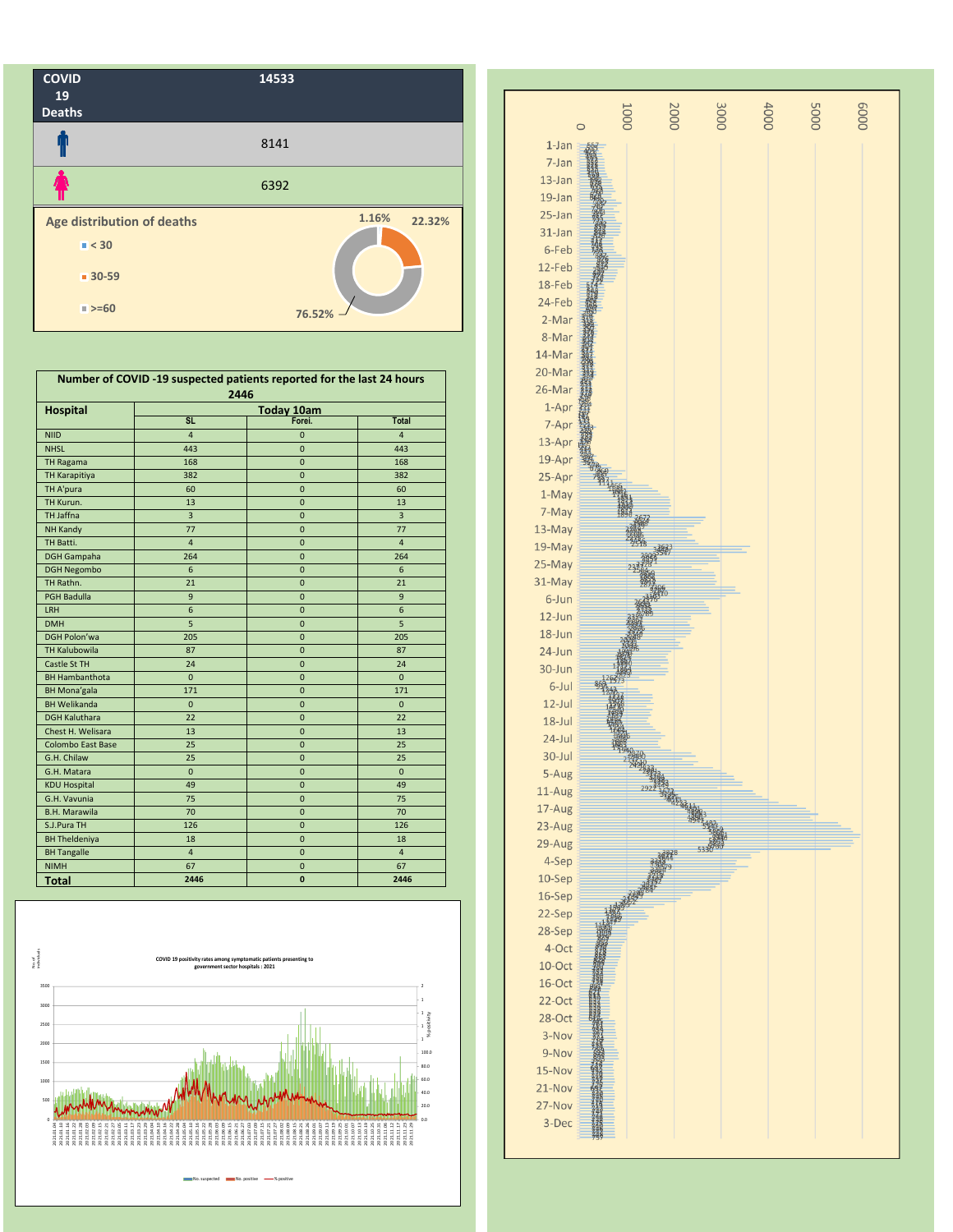| COVID 19 Deaths | 14533 |
|---|---|
| Male | 8141 |
| Female | 6392 |

**Age distribution of deaths**

- < 30
- 30-59
- >=60

1.16%
22.32%
76.52%

| Number of COVID -19 suspected patients reported for the last 24 hours 2446 | | | |
|---|---|---|---|
| Hospital | Today 10am | | |
| | SL | Forei. | Total |
| NIID | 4 | 0 | 4 |
| NHSL | 443 | 0 | 443 |
| TH Ragama | 168 | 0 | 168 |
| TH Karapitiya | 382 | 0 | 382 |
| TH A'pura | 60 | 0 | 60 |
| TH Kurun. | 13 | 0 | 13 |
| TH Jaffna | 3 | 0 | 3 |
| NH Kandy | 77 | 0 | 77 |
| TH Batti. | 4 | 0 | 4 |
| DGH Gampaha | 264 | 0 | 264 |
| DGH Negombo | 6 | 0 | 6 |
| TH Rathn. | 21 | 0 | 21 |
| PGH Badulla | 9 | 0 | 9 |
| LRH | 6 | 0 | 6 |
| DMH | 5 | 0 | 5 |
| DGH Polon'wa | 205 | 0 | 205 |
| TH Kalubowila | 87 | 0 | 87 |
| Castle St TH | 24 | 0 | 24 |
| BH Hambanthota | 0 | 0 | 0 |
| BH Mona'gala | 171 | 0 | 171 |
| BH Welikanda | 0 | 0 | 0 |
| DGH Kaluthara | 22 | 0 | 22 |
| Chest H. Welisara | 13 | 0 | 13 |
| Colombo East Base | 25 | 0 | 25 |
| G.H. Chilaw | 25 | 0 | 25 |
| G.H. Matara | 0 | 0 | 0 |
| KDU Hospital | 49 | 0 | 49 |
| G.H. Vavunia | 75 | 0 | 75 |
| B.H. Marawila | 70 | 0 | 70 |
| S.J.Pura TH | 126 | 0 | 126 |
| BH Theldeniya | 18 | 0 | 18 |
| BH Tangalle | 4 | 0 | 4 |
| NIMH | 67 | 0 | 67 |
| **Total** | **2446** | **0** | **2446** |

COVID 19 positivity rates among symptomatic patients presenting to government sector hospitals : 2021

No of individuals

% positivity

No. suspected — No. positive — % positive

0 1000 2000 3000 4000 5000 6000

1-Jan, 7-Jan, 13-Jan, 19-Jan, 25-Jan, 31-Jan, 6-Feb, 12-Feb, 18-Feb, 24-Feb, 2-Mar, 8-Mar, 14-Mar, 20-Mar, 26-Mar, 1-Apr, 7-Apr, 13-Apr, 19-Apr, 25-Apr, 1-May, 7-May, 13-May, 19-May, 25-May, 31-May, 6-Jun, 12-Jun, 18-Jun, 24-Jun, 30-Jun, 6-Jul, 12-Jul, 18-Jul, 24-Jul, 30-Jul, 5-Aug, 11-Aug, 17-Aug, 23-Aug, 29-Aug, 4-Sep, 10-Sep, 16-Sep, 22-Sep, 28-Sep, 4-Oct, 10-Oct, 16-Oct, 22-Oct, 28-Oct, 3-Nov, 9-Nov, 15-Nov, 21-Nov, 27-Nov, 3-Dec